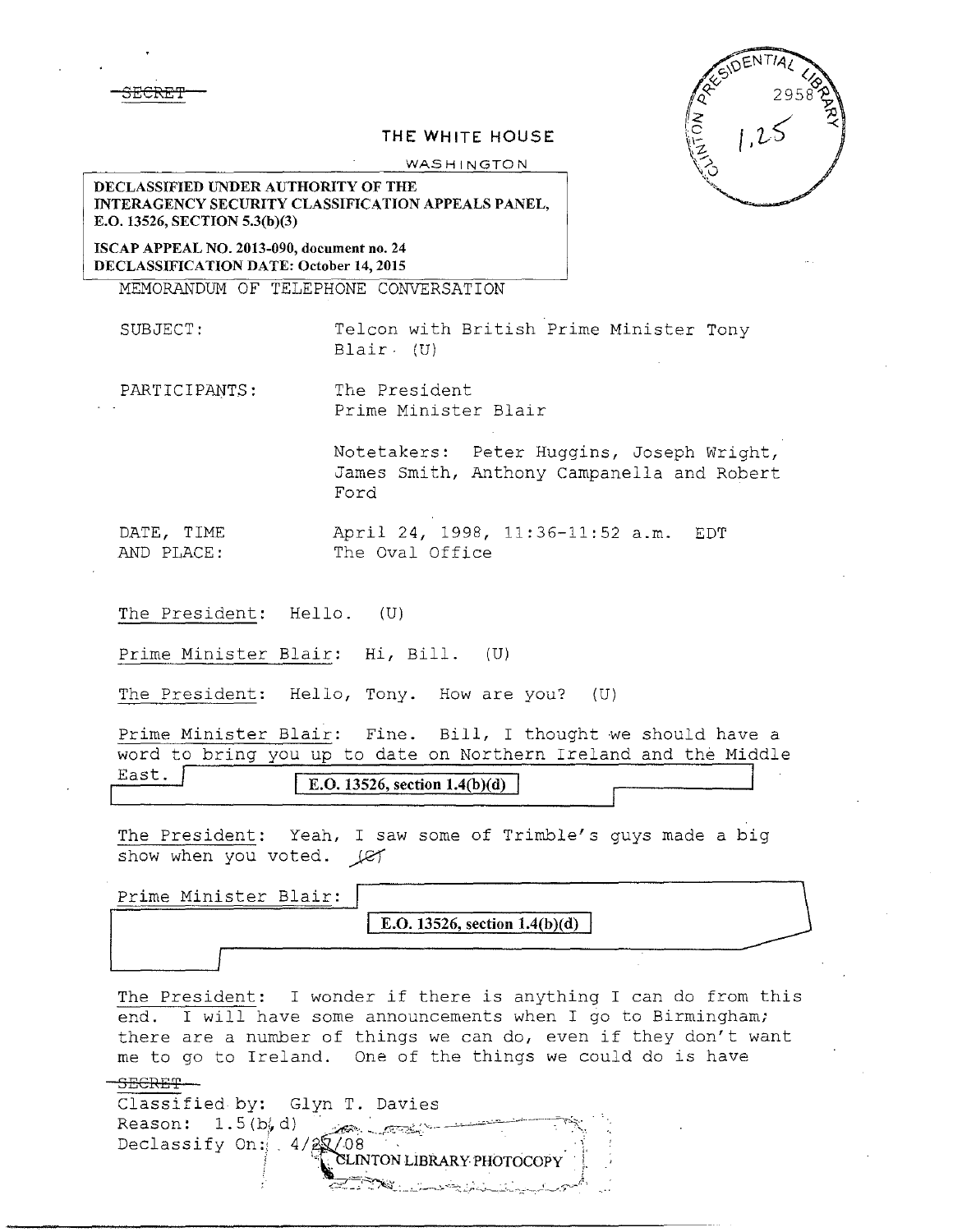~~SECRET~~

CLINTON PRESIDENTIAL LIBRARY 2958 1,25

**THE WHITE HOUSE**

WASHINGTON

**DECLASSIFIED UNDER AUTHORITY OF THE INTERAGENCY SECURITY CLASSIFICATION APPEALS PANEL, E.O. 13526, SECTION 5.3(b)(3)**

**ISCAP APPEAL NO. 2013-090, document no. 24**
**DECLASSIFICATION DATE: October 14, 2015**

MEMORANDUM OF TELEPHONE CONVERSATION

SUBJECT: Telcon with British Prime Minister Tony Blair (U)

PARTICIPANTS: The President
Prime Minister Blair

Notetakers: Peter Huggins, Joseph Wright, James Smith, Anthony Campanella and Robert Ford

DATE, TIME AND PLACE: April 24, 1998, 11:36-11:52 a.m. EDT
The Oval Office

The President: Hello. (U)

Prime Minister Blair: Hi, Bill. (U)

The President: Hello, Tony. How are you? (U)

Prime Minister Blair: Fine. Bill, I thought we should have a word to bring you up to date on Northern Ireland and the Middle East. [E.O. 13526, section 1.4(b)(d)]

The President: Yeah, I saw some of Trimble's guys made a big show when you voted. ~~(C)~~

Prime Minister Blair: [E.O. 13526, section 1.4(b)(d)]

The President: I wonder if there is anything I can do from this end. I will have some announcements when I go to Birmingham; there are a number of things we can do, even if they don't want me to go to Ireland. One of the things we could do is have

~~SECRET~~
Classified by: Glyn T. Davies
Reason: 1.5(b,d)
Declassify On: 4/27/08

CLINTON LIBRARY PHOTOCOPY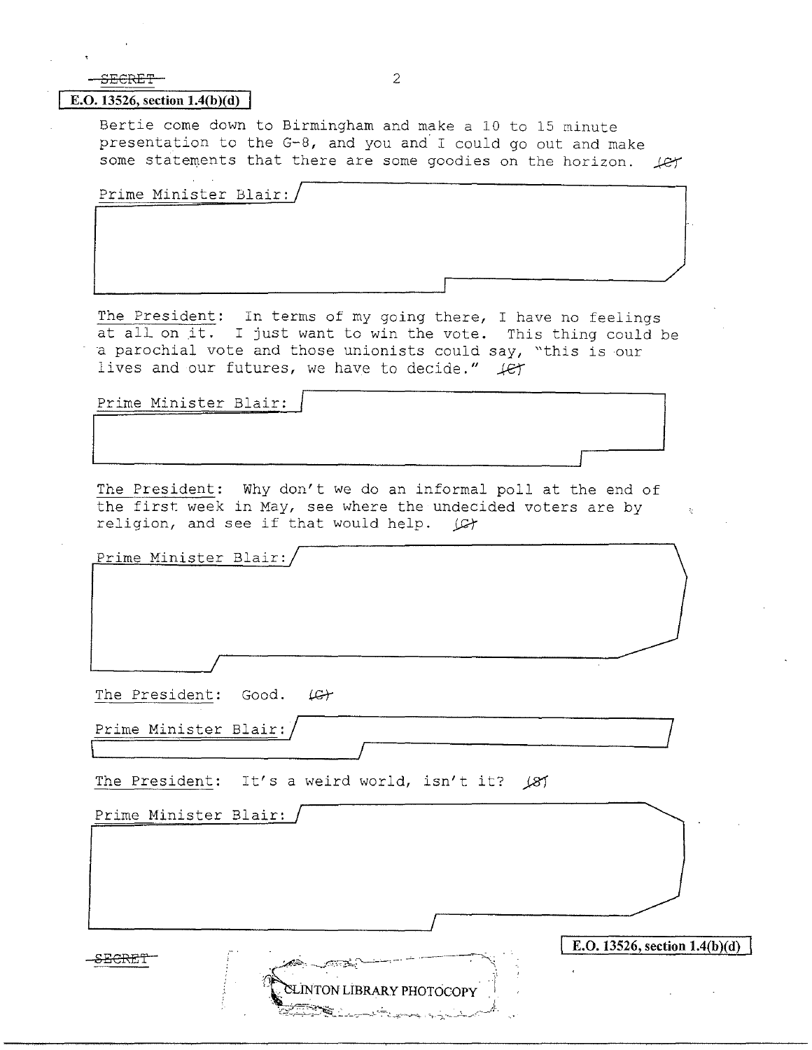~~SECRET~~

E.O. 13526, section 1.4(b)(d)

Bertie come down to Birmingham and make a 10 to 15 minute presentation to the G-8, and you and I could go out and make some statements that there are some goodies on the horizon. ~~(C)~~

Prime Minister Blair:

The President: In terms of my going there, I have no feelings at all on it. I just want to win the vote. This thing could be a parochial vote and those unionists could say, "this is our lives and our futures, we have to decide." ~~(C)~~

Prime Minister Blair:

The President: Why don't we do an informal poll at the end of the first week in May, see where the undecided voters are by religion, and see if that would help. ~~(C)~~

Prime Minister Blair:

The President: Good. ~~(C)~~

Prime Minister Blair:

The President: It's a weird world, isn't it? ~~(S)~~

Prime Minister Blair:

~~SECRET~~

E.O. 13526, section 1.4(b)(d)

CLINTON LIBRARY PHOTOCOPY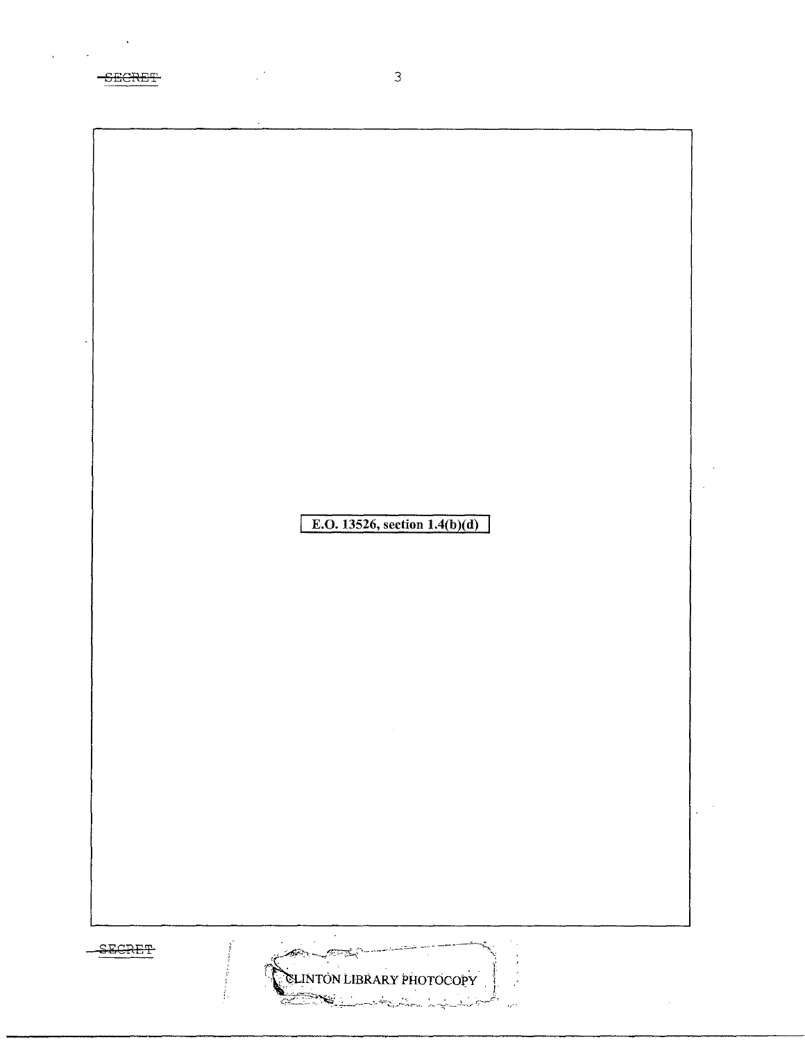E.O. 13526, section 1.4(b)(d)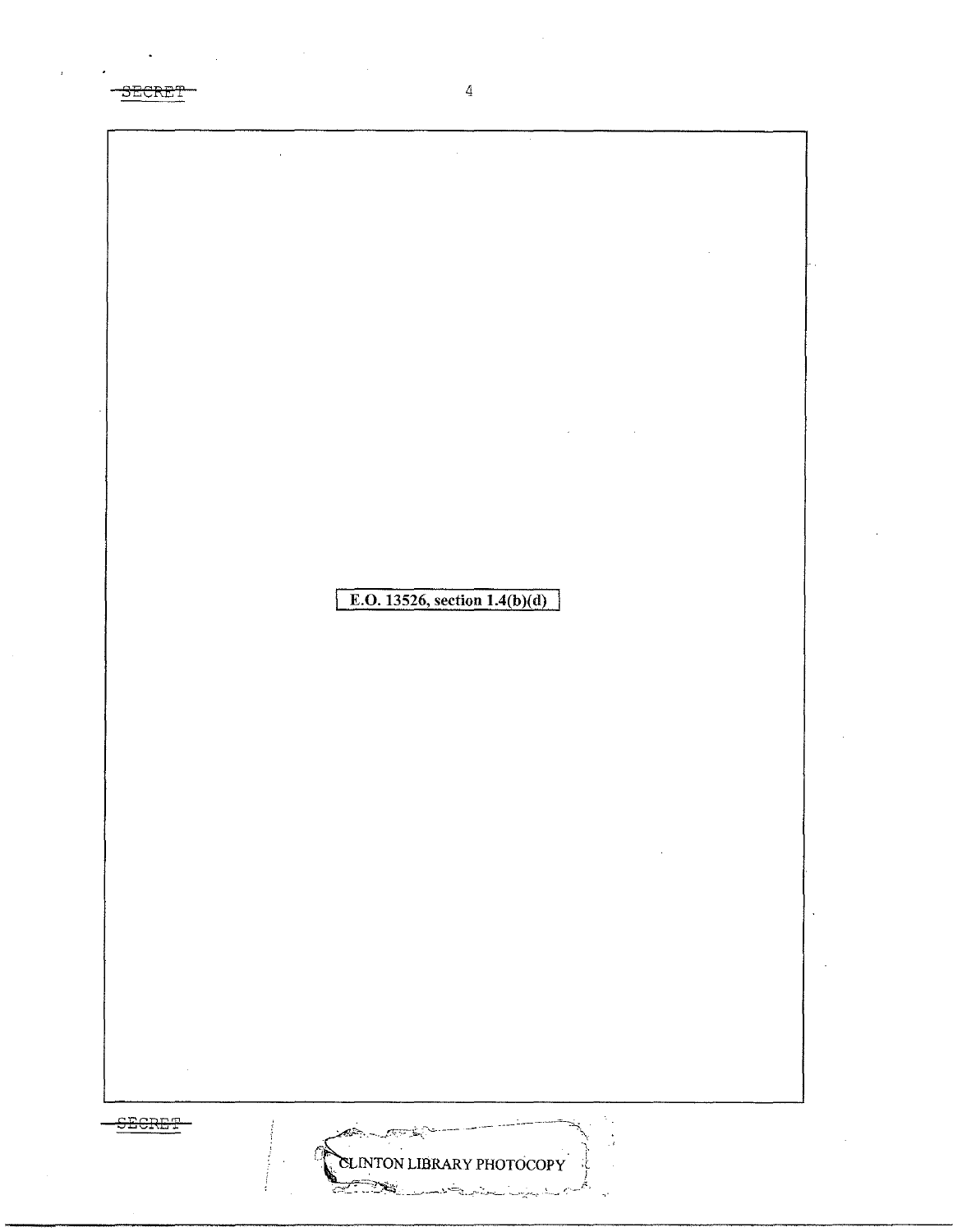SECRET

E.O. 13526, section 1.4(b)(d)

SECRET

CLINTON LIBRARY PHOTOCOPY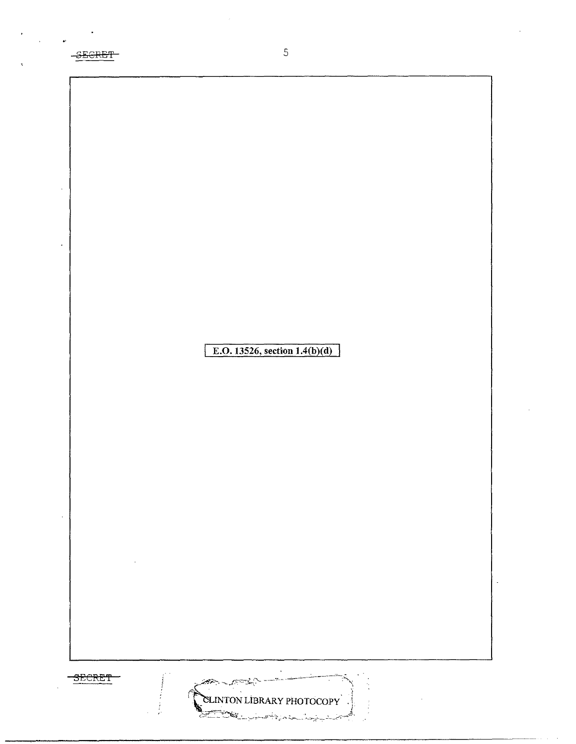E.O. 13526, section 1.4(b)(d)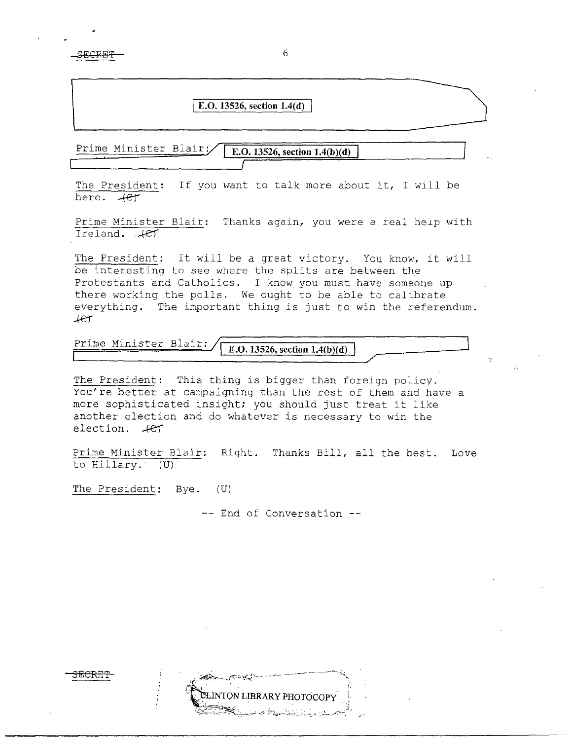E.O. 13526, section 1.4(d)

Prime Minister Blair: E.O. 13526, section 1.4(b)(d)

The President: If you want to talk more about it, I will be here. (C)

Prime Minister Blair: Thanks again, you were a real help with Ireland. (C)

The President: It will be a great victory. You know, it will be interesting to see where the splits are between the Protestants and Catholics. I know you must have someone up there working the polls. We ought to be able to calibrate everything. The important thing is just to win the referendum. (C)

Prime Minister Blair: E.O. 13526, section 1.4(b)(d)

The President: This thing is bigger than foreign policy. You're better at campaigning than the rest of them and have a more sophisticated insight; you should just treat it like another election and do whatever is necessary to win the election. (C)

Prime Minister Blair: Right. Thanks Bill, all the best. Love to Hillary. (U)

The President: Bye. (U)

-- End of Conversation --

SECRET

CLINTON LIBRARY PHOTOCOPY